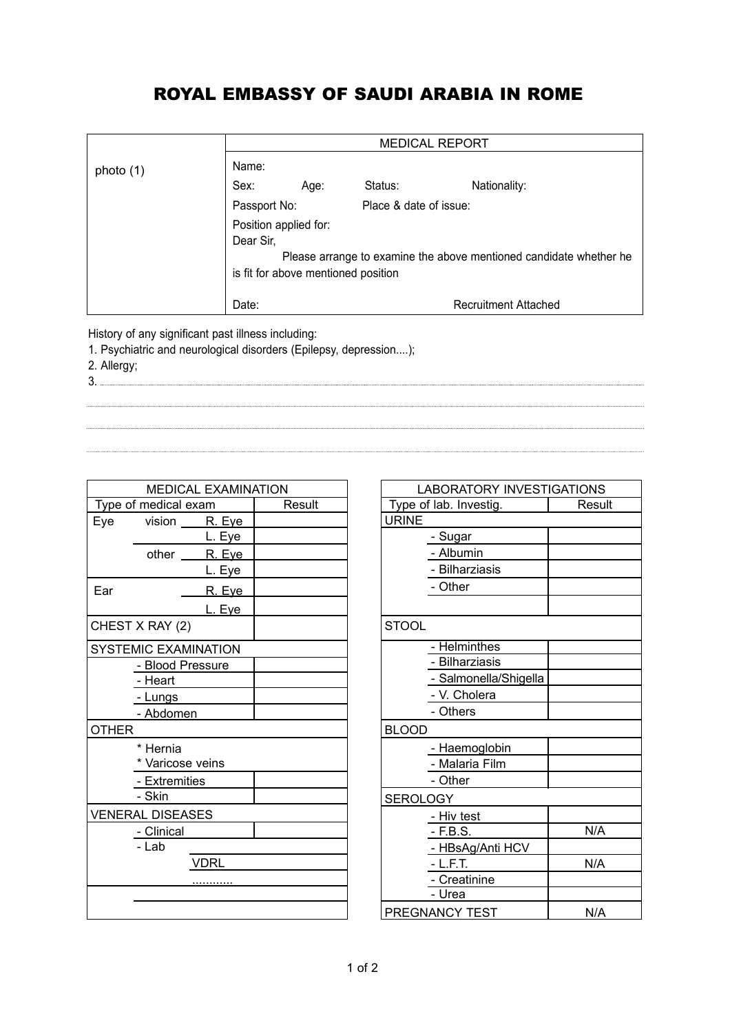# ROYAL EMBASSY OF SAUDI ARABIA IN ROME

| photo (1) | MEDICAL REPORT |
|---|---|
| | Name: |
| | Sex: Age: Status: Nationality: |
| | Passport No: Place & date of issue: |
| | Position applied for: |
| | Dear Sir, Please arrange to examine the above mentioned candidate whether he is fit for above mentioned position |
| | Date: Recruitment Attached |

History of any significant past illness including:

1. Psychiatric and neurological disorders (Epilepsy, depression....);
2. Allergy;
3. ..................................................................................

..................................................................................

..................................................................................

..................................................................................

| MEDICAL EXAMINATION | | | |
|---|---|---|---|
| Type of medical exam | | | Result |
| Eye | vision | R. Eye | |
| | | L. Eye | |
| | other | R. Eye | |
| | | L. Eye | |
| Ear | | R. Eye | |
| | | L. Eye | |
| CHEST X RAY (2) | | | |
| SYSTEMIC EXAMINATION | | | |
| | - Blood Pressure | | |
| | - Heart | | |
| | - Lungs | | |
| | - Abdomen | | |
| OTHER | | | |
| | * Hernia | | |
| | * Varicose veins | | |
| | - Extremities | | |
| | - Skin | | |
| VENERAL DISEASES | | | |
| | - Clinical | | |
| | - Lab | | |
| | | VDRL | |
| | | ............ | |

| LABORATORY INVESTIGATIONS | | |
|---|---|---|
| Type of lab. Investig. | | Result |
| URINE | | |
| | - Sugar | |
| | - Albumin | |
| | - Bilharziasis | |
| | - Other | |
| STOOL | | |
| | - Helminthes | |
| | - Bilharziasis | |
| | - Salmonella/Shigella | |
| | - V. Cholera | |
| | - Others | |
| BLOOD | | |
| | - Haemoglobin | |
| | - Malaria Film | |
| | - Other | |
| SEROLOGY | | |
| | - Hiv test | |
| | - F.B.S. | N/A |
| | - HBsAg/Anti HCV | |
| | - L.F.T. | N/A |
| | - Creatinine | |
| | - Urea | |
| PREGNANCY TEST | | N/A |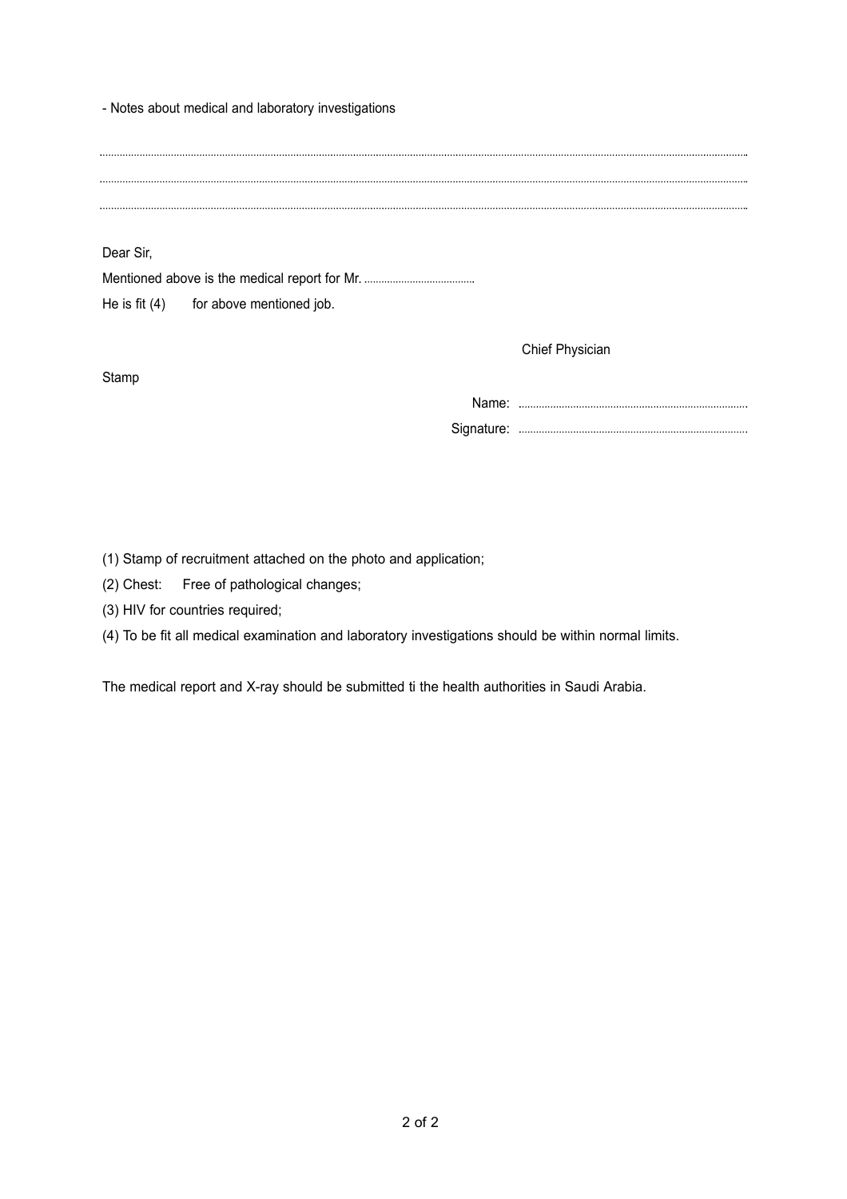- Notes about medical and laboratory investigations

.................................................................................................................................................................................................................

.................................................................................................................................................................................................................

.................................................................................................................................................................................................................

Dear Sir,

Mentioned above is the medical report for Mr. .......................................

He is fit (4)  for above mentioned job.

Chief Physician

Stamp

Name: ...............................................................................

Signature: ...............................................................................

(1) Stamp of recruitment attached on the photo and application;

(2) Chest:  Free of pathological changes;

(3) HIV for countries required;

(4) To be fit all medical examination and laboratory investigations should be within normal limits.

The medical report and X-ray should be submitted ti the health authorities in Saudi Arabia.